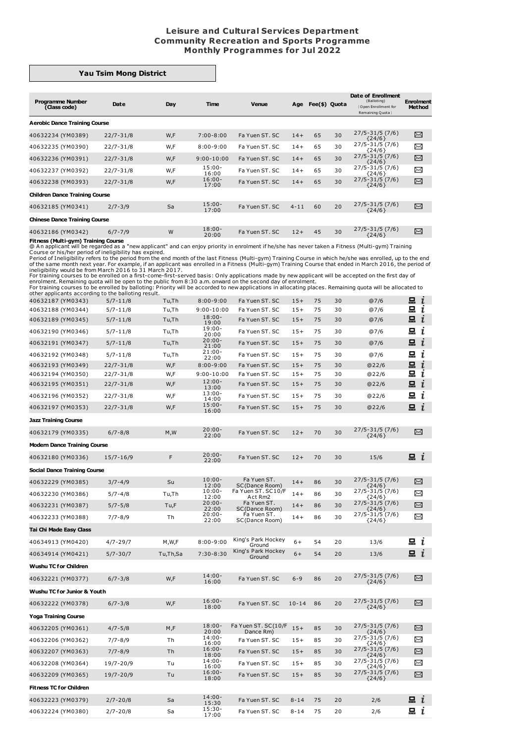# Leisure and Cultural Services Department
## Community Recreation and Sports Programme
## Monthly Programmes for Jul 2022

### Yau Tsim Mong District

| Programme Number (Class code) | Date | Day | Time | Venue | Age | Fee($) | Quota | Date of Enrollment (Balloting) (Open Enrollment for Remaining Quota) | Enrolment Method |
|---|---|---|---|---|---|---|---|---|---|
| **Aerobic Dance Training Course** | | | | | | | | | |
| 40632234 (YM0389) | 22/7-31/8 | W,F | 7:00-8:00 | Fa Yuen ST. SC | 14+ | 65 | 30 | 27/5-31/5 (7/6) {24/6} | ✉ |
| 40632235 (YM0390) | 22/7-31/8 | W,F | 8:00-9:00 | Fa Yuen ST. SC | 14+ | 65 | 30 | 27/5-31/5 (7/6) {24/6} | ✉ |
| 40632236 (YM0391) | 22/7-31/8 | W,F | 9:00-10:00 | Fa Yuen ST. SC | 14+ | 65 | 30 | 27/5-31/5 (7/6) {24/6} | ✉ |
| 40632237 (YM0392) | 22/7-31/8 | W,F | 15:00-16:00 | Fa Yuen ST. SC | 14+ | 65 | 30 | 27/5-31/5 (7/6) {24/6} | ✉ |
| 40632238 (YM0393) | 22/7-31/8 | W,F | 16:00-17:00 | Fa Yuen ST. SC | 14+ | 65 | 30 | 27/5-31/5 (7/6) {24/6} | ✉ |
| **Children Dance Training Course** | | | | | | | | | |
| 40632185 (YM0341) | 2/7-3/9 | Sa | 15:00-17:00 | Fa Yuen ST. SC | 4-11 | 60 | 20 | 27/5-31/5 (7/6) {24/6} | ✉ |
| **Chinese Dance Training Course** | | | | | | | | | |
| 40632186 (YM0342) | 6/7-7/9 | W | 18:00-20:00 | Fa Yuen ST. SC | 12+ | 45 | 30 | 27/5-31/5 (7/6) {24/6} | ✉ |

**Fitness (Multi-gym) Training Course**

@ An applicant will be regarded as a "new applicant" and can enjoy priority in enrolment if he/she has never taken a Fitness (Multi-gym) Training Course or his/her period of ineligibility has expired.
Period of Ineligibility refers to the period from the end month of the last Fitness (Multi-gym) Training Course in which he/she was enrolled, up to the end of the same month next year. For example, if an applicant was enrolled in a Fitness (Multi-gym) Training Course that ended in March 2016, the period of ineligibility would be from March 2016 to 31 March 2017.
For training courses to be enrolled on a first-come-first-served basis: Only applications made by new applicant will be accepted on the first day of enrolment. Remaining quota will be open to the public from 8:30 a.m. onward on the second day of enrolment.
For training courses to be enrolled by balloting: Priority will be accorded to new applications in allocating places. Remaining quota will be allocated to other applicants according to the balloting result.

| Programme Number (Class code) | Date | Day | Time | Venue | Age | Fee($) | Quota | Date of Enrollment | Enrolment Method |
|---|---|---|---|---|---|---|---|---|---|
| 40632187 (YM0343) | 5/7-11/8 | Tu,Th | 8:00-9:00 | Fa Yuen ST. SC | 15+ | 75 | 30 | @7/6 | 💻 i |
| 40632188 (YM0344) | 5/7-11/8 | Tu,Th | 9:00-10:00 | Fa Yuen ST. SC | 15+ | 75 | 30 | @7/6 | 💻 i |
| 40632189 (YM0345) | 5/7-11/8 | Tu,Th | 18:00-19:00 | Fa Yuen ST. SC | 15+ | 75 | 30 | @7/6 | 💻 i |
| 40632190 (YM0346) | 5/7-11/8 | Tu,Th | 19:00-20:00 | Fa Yuen ST. SC | 15+ | 75 | 30 | @7/6 | 💻 i |
| 40632191 (YM0347) | 5/7-11/8 | Tu,Th | 20:00-21:00 | Fa Yuen ST. SC | 15+ | 75 | 30 | @7/6 | 💻 i |
| 40632192 (YM0348) | 5/7-11/8 | Tu,Th | 21:00-22:00 | Fa Yuen ST. SC | 15+ | 75 | 30 | @7/6 | 💻 i |
| 40632193 (YM0349) | 22/7-31/8 | W,F | 8:00-9:00 | Fa Yuen ST. SC | 15+ | 75 | 30 | @22/6 | 💻 i |
| 40632194 (YM0350) | 22/7-31/8 | W,F | 9:00-10:00 | Fa Yuen ST. SC | 15+ | 75 | 30 | @22/6 | 💻 i |
| 40632195 (YM0351) | 22/7-31/8 | W,F | 12:00-13:00 | Fa Yuen ST. SC | 15+ | 75 | 30 | @22/6 | 💻 i |
| 40632196 (YM0352) | 22/7-31/8 | W,F | 13:00-14:00 | Fa Yuen ST. SC | 15+ | 75 | 30 | @22/6 | 💻 i |
| 40632197 (YM0353) | 22/7-31/8 | W,F | 15:00-16:00 | Fa Yuen ST. SC | 15+ | 75 | 30 | @22/6 | 💻 i |
| **Jazz Training Course** | | | | | | | | | |
| 40632179 (YM0335) | 6/7-8/8 | M,W | 20:00-22:00 | Fa Yuen ST. SC | 12+ | 70 | 30 | 27/5-31/5 (7/6) {24/6} | ✉ |
| **Modern Dance Training Course** | | | | | | | | | |
| 40632180 (YM0336) | 15/7-16/9 | F | 20:00-22:00 | Fa Yuen ST. SC | 12+ | 70 | 30 | 15/6 | 💻 i |
| **Social Dance Training Course** | | | | | | | | | |
| 40632229 (YM0385) | 3/7-4/9 | Su | 10:00-12:00 | Fa Yuen ST. SC(Dance Room) | 14+ | 86 | 30 | 27/5-31/5 (7/6) {24/6} | ✉ |
| 40632230 (YM0386) | 5/7-4/8 | Tu,Th | 10:00-12:00 | Fa Yuen ST. SC10/F Act Rm2 | 14+ | 86 | 30 | 27/5-31/5 (7/6) {24/6} | ✉ |
| 40632231 (YM0387) | 5/7-5/8 | Tu,F | 20:00-22:00 | Fa Yuen ST. SC(Dance Room) | 14+ | 86 | 30 | 27/5-31/5 (7/6) {24/6} | ✉ |
| 40632233 (YM0388) | 7/7-8/9 | Th | 20:00-22:00 | Fa Yuen ST. SC(Dance Room) | 14+ | 86 | 30 | 27/5-31/5 (7/6) {24/6} | ✉ |
| **Tai Chi Made Easy Class** | | | | | | | | | |
| 40634913 (YM0420) | 4/7-29/7 | M,W,F | 8:00-9:00 | King's Park Hockey Ground | 6+ | 54 | 20 | 13/6 | 💻 i |
| 40634914 (YM0421) | 5/7-30/7 | Tu,Th,Sa | 7:30-8:30 | King's Park Hockey Ground | 6+ | 54 | 20 | 13/6 | 💻 i |
| **Wushu TC for Children** | | | | | | | | | |
| 40632221 (YM0377) | 6/7-3/8 | W,F | 14:00-16:00 | Fa Yuen ST. SC | 6-9 | 86 | 20 | 27/5-31/5 (7/6) {24/6} | ✉ |
| **Wushu TC for Junior & Youth** | | | | | | | | | |
| 40632222 (YM0378) | 6/7-3/8 | W,F | 16:00-18:00 | Fa Yuen ST. SC | 10-14 | 86 | 20 | 27/5-31/5 (7/6) {24/6} | ✉ |
| **Yoga Training Course** | | | | | | | | | |
| 40632205 (YM0361) | 4/7-5/8 | M,F | 18:00-20:00 | Fa Yuen ST. SC(10/F Dance Rm) | 15+ | 85 | 30 | 27/5-31/5 (7/6) {24/6} | ✉ |
| 40632206 (YM0362) | 7/7-8/9 | Th | 14:00-16:00 | Fa Yuen ST. SC | 15+ | 85 | 30 | 27/5-31/5 (7/6) {24/6} | ✉ |
| 40632207 (YM0363) | 7/7-8/9 | Th | 16:00-18:00 | Fa Yuen ST. SC | 15+ | 85 | 30 | 27/5-31/5 (7/6) {24/6} | ✉ |
| 40632208 (YM0364) | 19/7-20/9 | Tu | 14:00-16:00 | Fa Yuen ST. SC | 15+ | 85 | 30 | 27/5-31/5 (7/6) {24/6} | ✉ |
| 40632209 (YM0365) | 19/7-20/9 | Tu | 16:00-18:00 | Fa Yuen ST. SC | 15+ | 85 | 30 | 27/5-31/5 (7/6) {24/6} | ✉ |
| **Fitness TC for Children** | | | | | | | | | |
| 40632223 (YM0379) | 2/7-20/8 | Sa | 14:00-15:30 | Fa Yuen ST. SC | 8-14 | 75 | 20 | 2/6 | 💻 i |
| 40632224 (YM0380) | 2/7-20/8 | Sa | 15:30-17:00 | Fa Yuen ST. SC | 8-14 | 75 | 20 | 2/6 | 💻 i |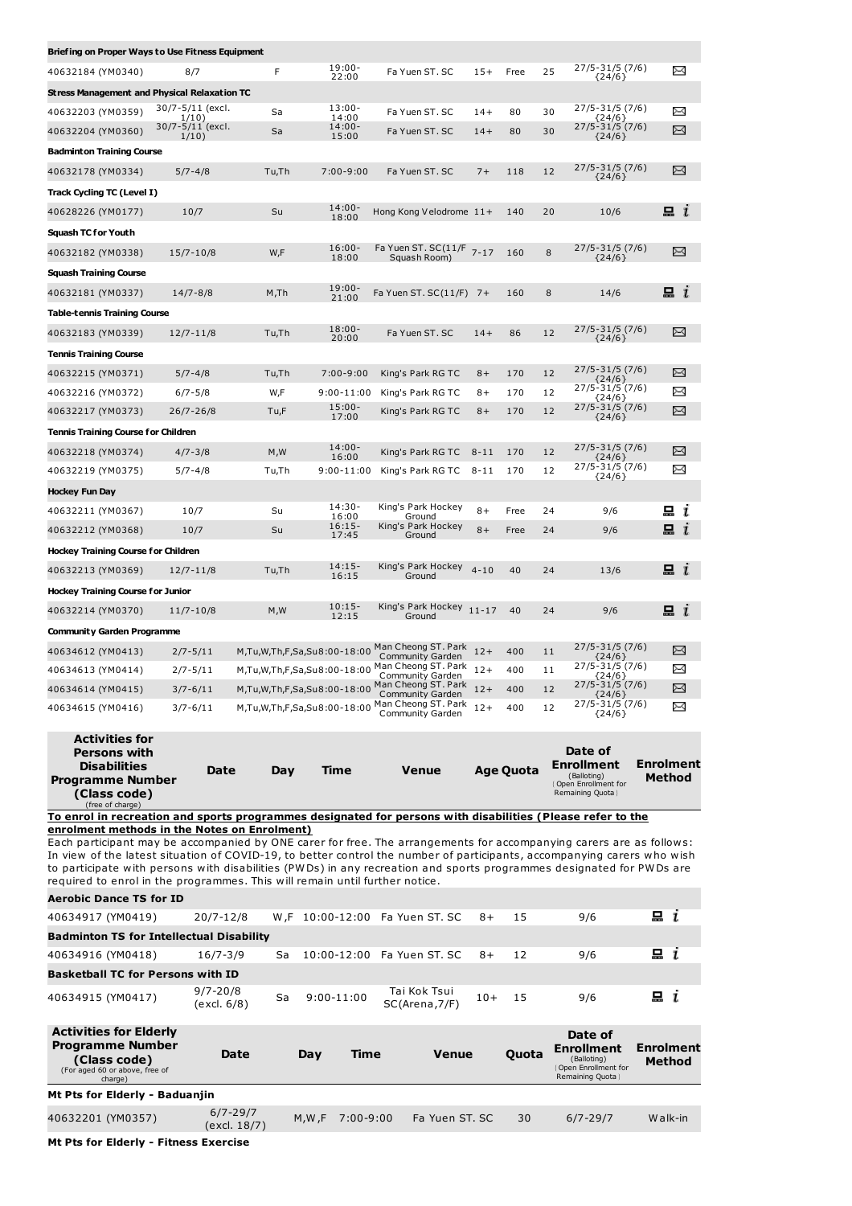| | | | | | | | | | |
|---|---|---|---|---|---|---|---|---|---|
| **Briefing on Proper Ways to Use Fitness Equipment** | | | | | | | | | |
| 40632184 (YM0340) | 8/7 | F | 19:00-22:00 | Fa Yuen ST. SC | 15+ | Free | 25 | 27/5-31/5 (7/6) {24/6} | ✉ |
| **Stress Management and Physical Relaxation TC** | | | | | | | | | |
| 40632203 (YM0359) | 30/7-5/11 (excl. 1/10) | Sa | 13:00-14:00 | Fa Yuen ST. SC | 14+ | 80 | 30 | 27/5-31/5 (7/6) {24/6} | ✉ |
| 40632204 (YM0360) | 30/7-5/11 (excl. 1/10) | Sa | 14:00-15:00 | Fa Yuen ST. SC | 14+ | 80 | 30 | 27/5-31/5 (7/6) {24/6} | ✉ |
| **Badminton Training Course** | | | | | | | | | |
| 40632178 (YM0334) | 5/7-4/8 | Tu,Th | 7:00-9:00 | Fa Yuen ST. SC | 7+ | 118 | 12 | 27/5-31/5 (7/6) {24/6} | ✉ |
| **Track Cycling TC (Level I)** | | | | | | | | | |
| 40628226 (YM0177) | 10/7 | Su | 14:00-18:00 | Hong Kong Velodrome | 11+ | 140 | 20 | 10/6 | 💻 i |
| **Squash TC for Youth** | | | | | | | | | |
| 40632182 (YM0338) | 15/7-10/8 | W,F | 16:00-18:00 | Fa Yuen ST. SC(11/F Squash Room) | 7-17 | 160 | 8 | 27/5-31/5 (7/6) {24/6} | ✉ |
| **Squash Training Course** | | | | | | | | | |
| 40632181 (YM0337) | 14/7-8/8 | M,Th | 19:00-21:00 | Fa Yuen ST. SC(11/F) | 7+ | 160 | 8 | 14/6 | 💻 i |
| **Table-tennis Training Course** | | | | | | | | | |
| 40632183 (YM0339) | 12/7-11/8 | Tu,Th | 18:00-20:00 | Fa Yuen ST. SC | 14+ | 86 | 12 | 27/5-31/5 (7/6) {24/6} | ✉ |
| **Tennis Training Course** | | | | | | | | | |
| 40632215 (YM0371) | 5/7-4/8 | Tu,Th | 7:00-9:00 | King's Park RG TC | 8+ | 170 | 12 | 27/5-31/5 (7/6) {24/6} | ✉ |
| 40632216 (YM0372) | 6/7-5/8 | W,F | 9:00-11:00 | King's Park RG TC | 8+ | 170 | 12 | 27/5-31/5 (7/6) {24/6} | ✉ |
| 40632217 (YM0373) | 26/7-26/8 | Tu,F | 15:00-17:00 | King's Park RG TC | 8+ | 170 | 12 | 27/5-31/5 (7/6) {24/6} | ✉ |
| **Tennis Training Course for Children** | | | | | | | | | |
| 40632218 (YM0374) | 4/7-3/8 | M,W | 14:00-16:00 | King's Park RG TC | 8-11 | 170 | 12 | 27/5-31/5 (7/6) {24/6} | ✉ |
| 40632219 (YM0375) | 5/7-4/8 | Tu,Th | 9:00-11:00 | King's Park RG TC | 8-11 | 170 | 12 | 27/5-31/5 (7/6) {24/6} | ✉ |
| **Hockey Fun Day** | | | | | | | | | |
| 40632211 (YM0367) | 10/7 | Su | 14:30-16:00 | King's Park Hockey Ground | 8+ | Free | 24 | 9/6 | 💻 i |
| 40632212 (YM0368) | 10/7 | Su | 16:15-17:45 | King's Park Hockey Ground | 8+ | Free | 24 | 9/6 | 💻 i |
| **Hockey Training Course for Children** | | | | | | | | | |
| 40632213 (YM0369) | 12/7-11/8 | Tu,Th | 14:15-16:15 | King's Park Hockey Ground | 4-10 | 40 | 24 | 13/6 | 💻 i |
| **Hockey Training Course for Junior** | | | | | | | | | |
| 40632214 (YM0370) | 11/7-10/8 | M,W | 10:15-12:15 | King's Park Hockey Ground | 11-17 | 40 | 24 | 9/6 | 💻 i |
| **Community Garden Programme** | | | | | | | | | |
| 40634612 (YM0413) | 2/7-5/11 | M,Tu,W,Th,F,Sa,Su | 8:00-18:00 | Man Cheong ST. Park Community Garden | 12+ | 400 | 11 | 27/5-31/5 (7/6) {24/6} | ✉ |
| 40634613 (YM0414) | 2/7-5/11 | M,Tu,W,Th,F,Sa,Su | 8:00-18:00 | Man Cheong ST. Park Community Garden | 12+ | 400 | 11 | 27/5-31/5 (7/6) {24/6} | ✉ |
| 40634614 (YM0415) | 3/7-6/11 | M,Tu,W,Th,F,Sa,Su | 8:00-18:00 | Man Cheong ST. Park Community Garden | 12+ | 400 | 12 | 27/5-31/5 (7/6) {24/6} | ✉ |
| 40634615 (YM0416) | 3/7-6/11 | M,Tu,W,Th,F,Sa,Su | 8:00-18:00 | Man Cheong ST. Park Community Garden | 12+ | 400 | 12 | 27/5-31/5 (7/6) {24/6} | ✉ |

| Activities for Persons with Disabilities Programme Number (Class code) (free of charge) | Date | Day | Time | Venue | Age | Quota | Date of Enrollment (Balloting) {Open Enrollment for Remaining Quota} | Enrolment Method |
|---|---|---|---|---|---|---|---|---|

**To enrol in recreation and sports programmes designated for persons with disabilities (Please refer to the enrolment methods in the Notes on Enrolment)**

Each participant may be accompanied by ONE carer for free. The arrangements for accompanying carers are as follows: In view of the latest situation of COVID-19, to better control the number of participants, accompanying carers who wish to participate with persons with disabilities (PWDs) in any recreation and sports programmes designated for PWDs are required to enrol in the programmes. This will remain until further notice.

| | | | | | | | | |
|---|---|---|---|---|---|---|---|---|
| **Aerobic Dance TS for ID** | | | | | | | | |
| 40634917 (YM0419) | 20/7-12/8 | W,F | 10:00-12:00 | Fa Yuen ST. SC | 8+ | 15 | 9/6 | 💻 i |
| **Badminton TS for Intellectual Disability** | | | | | | | | |
| 40634916 (YM0418) | 16/7-3/9 | Sa | 10:00-12:00 | Fa Yuen ST. SC | 8+ | 12 | 9/6 | 💻 i |
| **Basketball TC for Persons with ID** | | | | | | | | |
| 40634915 (YM0417) | 9/7-20/8 (excl. 6/8) | Sa | 9:00-11:00 | Tai Kok Tsui SC(Arena,7/F) | 10+ | 15 | 9/6 | 💻 i |

| Activities for Elderly Programme Number (Class code) (For aged 60 or above, free of charge) | Date | Day | Time | Venue | Quota | Date of Enrollment (Balloting) {Open Enrollment for Remaining Quota} | Enrolment Method |
|---|---|---|---|---|---|---|---|
| **Mt Pts for Elderly - Baduanjin** | | | | | | | |
| 40632201 (YM0357) | 6/7-29/7 (excl. 18/7) | M,W,F | 7:00-9:00 | Fa Yuen ST. SC | 30 | 6/7-29/7 | Walk-in |
| **Mt Pts for Elderly - Fitness Exercise** | | | | | | | |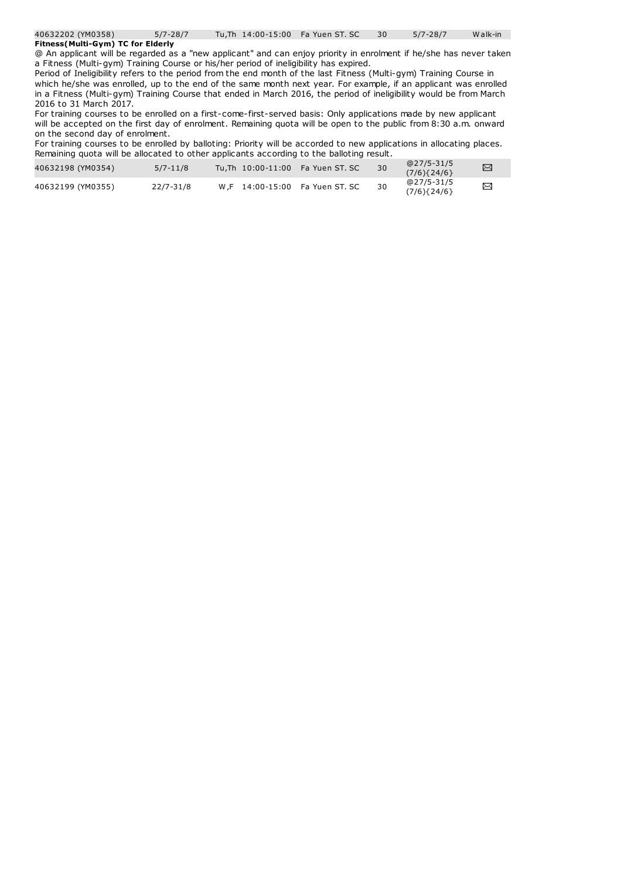| | | | | | | | |
|---|---|---|---|---|---|---|---|
| 40632202 (YM0358) | 5/7-28/7 | Tu,Th | 14:00-15:00 | Fa Yuen ST. SC | 30 | 5/7-28/7 | Walk-in |

**Fitness(Multi-Gym) TC for Elderly**

@ An applicant will be regarded as a "new applicant" and can enjoy priority in enrolment if he/she has never taken a Fitness (Multi-gym) Training Course or his/her period of ineligibility has expired.

Period of Ineligibility refers to the period from the end month of the last Fitness (Multi-gym) Training Course in which he/she was enrolled, up to the end of the same month next year. For example, if an applicant was enrolled in a Fitness (Multi-gym) Training Course that ended in March 2016, the period of ineligibility would be from March 2016 to 31 March 2017.

For training courses to be enrolled on a first-come-first-served basis: Only applications made by new applicant will be accepted on the first day of enrolment. Remaining quota will be open to the public from 8:30 a.m. onward on the second day of enrolment.

For training courses to be enrolled by balloting: Priority will be accorded to new applications in allocating places. Remaining quota will be allocated to other applicants according to the balloting result.

| | | | | | | | |
|---|---|---|---|---|---|---|---|
| 40632198 (YM0354) | 5/7-11/8 | Tu,Th | 10:00-11:00 | Fa Yuen ST. SC | 30 | @27/5-31/5 (7/6){24/6} | ✉ |
| 40632199 (YM0355) | 22/7-31/8 | W,F | 14:00-15:00 | Fa Yuen ST. SC | 30 | @27/5-31/5 (7/6){24/6} | ✉ |